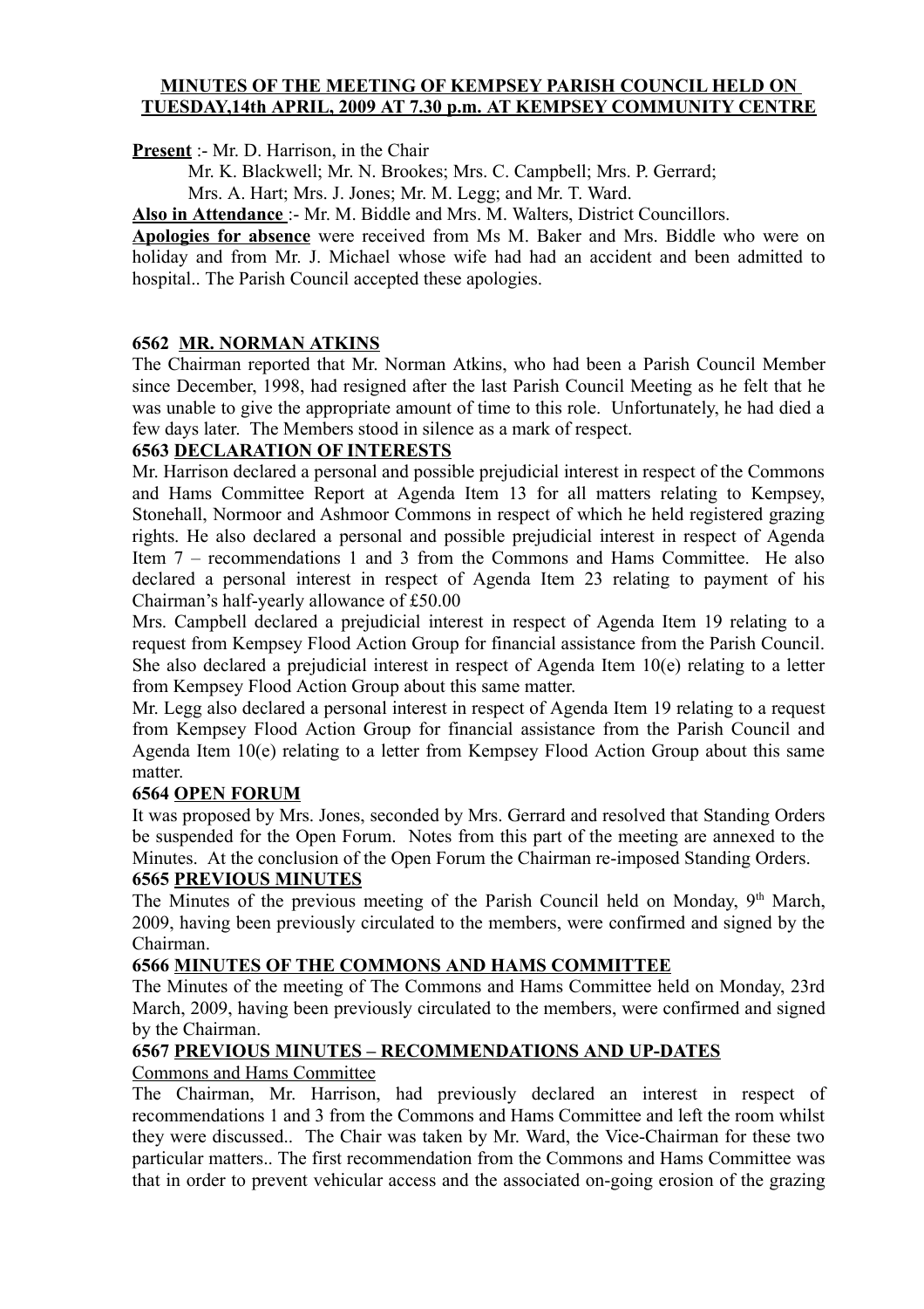# MINUTES OF THE MEETING OF KEMPSEY PARISH COUNCIL HELD ON TUESDAY,14th APRIL, 2009 AT 7.30 p.m. AT KEMPSEY COMMUNITY CENTRE

**Present** :- Mr. D. Harrison, in the Chair

Mr. K. Blackwell; Mr. N. Brookes; Mrs. C. Campbell; Mrs. P. Gerrard;
Mrs. A. Hart; Mrs. J. Jones; Mr. M. Legg; and Mr. T. Ward.

**Also in Attendance** :- Mr. M. Biddle and Mrs. M. Walters, District Councillors.

**Apologies for absence** were received from Ms M. Baker and Mrs. Biddle who were on holiday and from Mr. J. Michael whose wife had had an accident and been admitted to hospital.. The Parish Council accepted these apologies.

**6562 MR. NORMAN ATKINS**

The Chairman reported that Mr. Norman Atkins, who had been a Parish Council Member since December, 1998, had resigned after the last Parish Council Meeting as he felt that he was unable to give the appropriate amount of time to this role. Unfortunately, he had died a few days later. The Members stood in silence as a mark of respect.

**6563 DECLARATION OF INTERESTS**

Mr. Harrison declared a personal and possible prejudicial interest in respect of the Commons and Hams Committee Report at Agenda Item 13 for all matters relating to Kempsey, Stonehall, Normoor and Ashmoor Commons in respect of which he held registered grazing rights. He also declared a personal and possible prejudicial interest in respect of Agenda Item 7 – recommendations 1 and 3 from the Commons and Hams Committee. He also declared a personal interest in respect of Agenda Item 23 relating to payment of his Chairman's half-yearly allowance of £50.00

Mrs. Campbell declared a prejudicial interest in respect of Agenda Item 19 relating to a request from Kempsey Flood Action Group for financial assistance from the Parish Council. She also declared a prejudicial interest in respect of Agenda Item 10(e) relating to a letter from Kempsey Flood Action Group about this same matter.

Mr. Legg also declared a personal interest in respect of Agenda Item 19 relating to a request from Kempsey Flood Action Group for financial assistance from the Parish Council and Agenda Item 10(e) relating to a letter from Kempsey Flood Action Group about this same matter.

**6564 OPEN FORUM**

It was proposed by Mrs. Jones, seconded by Mrs. Gerrard and resolved that Standing Orders be suspended for the Open Forum. Notes from this part of the meeting are annexed to the Minutes. At the conclusion of the Open Forum the Chairman re-imposed Standing Orders.

**6565 PREVIOUS MINUTES**

The Minutes of the previous meeting of the Parish Council held on Monday, 9th March, 2009, having been previously circulated to the members, were confirmed and signed by the Chairman.

**6566 MINUTES OF THE COMMONS AND HAMS COMMITTEE**

The Minutes of the meeting of The Commons and Hams Committee held on Monday, 23rd March, 2009, having been previously circulated to the members, were confirmed and signed by the Chairman.

**6567 PREVIOUS MINUTES – RECOMMENDATIONS AND UP-DATES**

Commons and Hams Committee

The Chairman, Mr. Harrison, had previously declared an interest in respect of recommendations 1 and 3 from the Commons and Hams Committee and left the room whilst they were discussed.. The Chair was taken by Mr. Ward, the Vice-Chairman for these two particular matters.. The first recommendation from the Commons and Hams Committee was that in order to prevent vehicular access and the associated on-going erosion of the grazing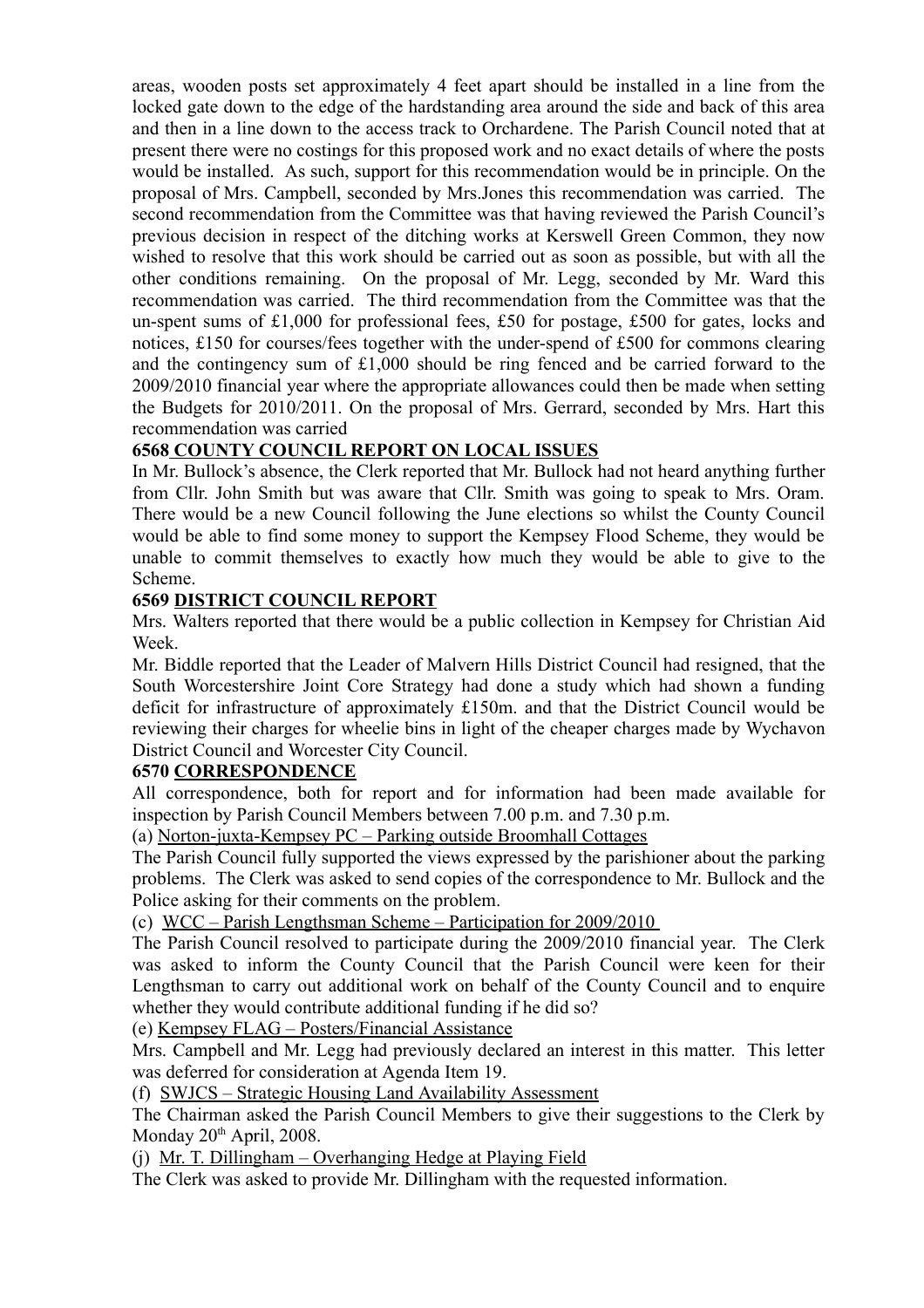areas, wooden posts set approximately 4 feet apart should be installed in a line from the locked gate down to the edge of the hardstanding area around the side and back of this area and then in a line down to the access track to Orchardene. The Parish Council noted that at present there were no costings for this proposed work and no exact details of where the posts would be installed. As such, support for this recommendation would be in principle. On the proposal of Mrs. Campbell, seconded by Mrs.Jones this recommendation was carried. The second recommendation from the Committee was that having reviewed the Parish Council's previous decision in respect of the ditching works at Kerswell Green Common, they now wished to resolve that this work should be carried out as soon as possible, but with all the other conditions remaining. On the proposal of Mr. Legg, seconded by Mr. Ward this recommendation was carried. The third recommendation from the Committee was that the un-spent sums of £1,000 for professional fees, £50 for postage, £500 for gates, locks and notices, £150 for courses/fees together with the under-spend of £500 for commons clearing and the contingency sum of £1,000 should be ring fenced and be carried forward to the 2009/2010 financial year where the appropriate allowances could then be made when setting the Budgets for 2010/2011. On the proposal of Mrs. Gerrard, seconded by Mrs. Hart this recommendation was carried

**6568 COUNTY COUNCIL REPORT ON LOCAL ISSUES**

In Mr. Bullock's absence, the Clerk reported that Mr. Bullock had not heard anything further from Cllr. John Smith but was aware that Cllr. Smith was going to speak to Mrs. Oram. There would be a new Council following the June elections so whilst the County Council would be able to find some money to support the Kempsey Flood Scheme, they would be unable to commit themselves to exactly how much they would be able to give to the Scheme.

**6569 DISTRICT COUNCIL REPORT**

Mrs. Walters reported that there would be a public collection in Kempsey for Christian Aid Week.

Mr. Biddle reported that the Leader of Malvern Hills District Council had resigned, that the South Worcestershire Joint Core Strategy had done a study which had shown a funding deficit for infrastructure of approximately £150m. and that the District Council would be reviewing their charges for wheelie bins in light of the cheaper charges made by Wychavon District Council and Worcester City Council.

**6570 CORRESPONDENCE**

All correspondence, both for report and for information had been made available for inspection by Parish Council Members between 7.00 p.m. and 7.30 p.m.

(a) Norton-juxta-Kempsey PC – Parking outside Broomhall Cottages

The Parish Council fully supported the views expressed by the parishioner about the parking problems. The Clerk was asked to send copies of the correspondence to Mr. Bullock and the Police asking for their comments on the problem.

(c) WCC – Parish Lengthsman Scheme – Participation for 2009/2010

The Parish Council resolved to participate during the 2009/2010 financial year. The Clerk was asked to inform the County Council that the Parish Council were keen for their Lengthsman to carry out additional work on behalf of the County Council and to enquire whether they would contribute additional funding if he did so?

(e) Kempsey FLAG – Posters/Financial Assistance

Mrs. Campbell and Mr. Legg had previously declared an interest in this matter. This letter was deferred for consideration at Agenda Item 19.

(f) SWJCS – Strategic Housing Land Availability Assessment

The Chairman asked the Parish Council Members to give their suggestions to the Clerk by Monday 20th April, 2008.

(j) Mr. T. Dillingham – Overhanging Hedge at Playing Field

The Clerk was asked to provide Mr. Dillingham with the requested information.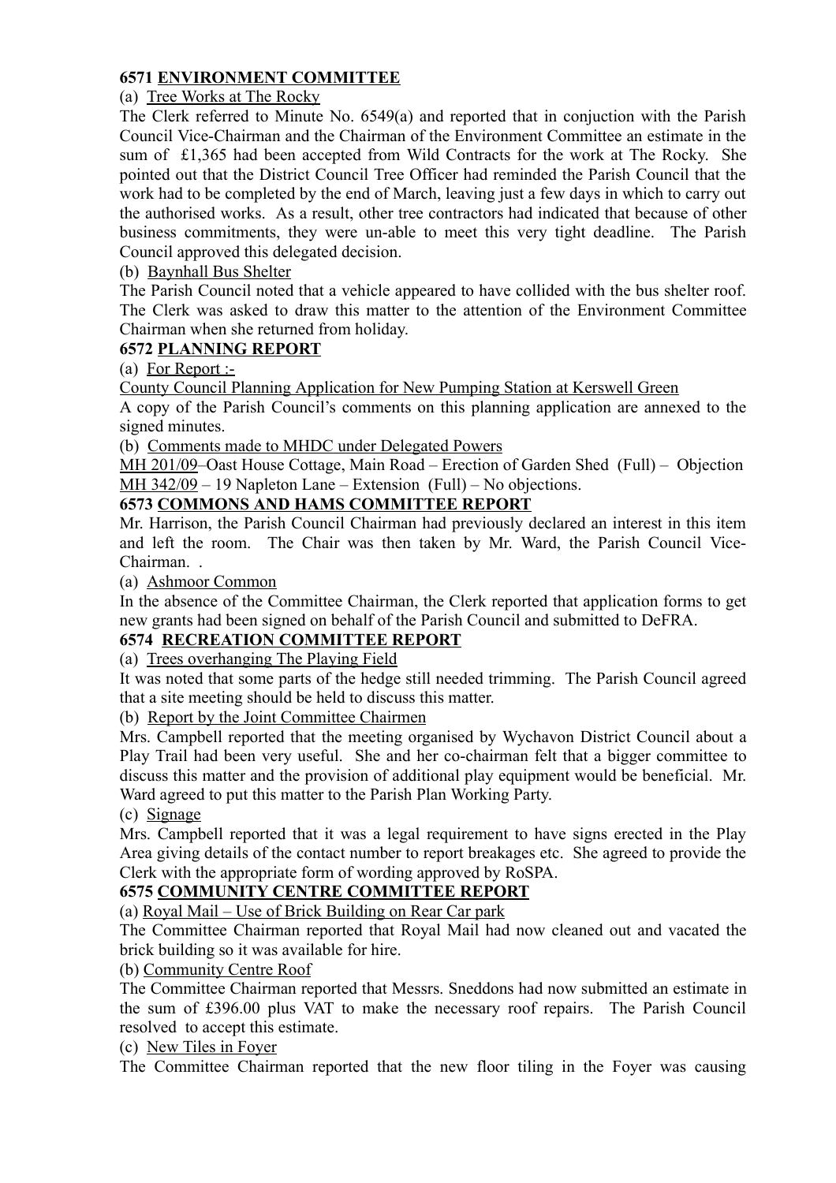**6571 <u>ENVIRONMENT COMMITTEE</u>**

(a) <u>Tree Works at The Rocky</u>

The Clerk referred to Minute No. 6549(a) and reported that in conjuction with the Parish Council Vice-Chairman and the Chairman of the Environment Committee an estimate in the sum of £1,365 had been accepted from Wild Contracts for the work at The Rocky. She pointed out that the District Council Tree Officer had reminded the Parish Council that the work had to be completed by the end of March, leaving just a few days in which to carry out the authorised works. As a result, other tree contractors had indicated that because of other business commitments, they were un-able to meet this very tight deadline. The Parish Council approved this delegated decision.

(b) <u>Baynhall Bus Shelter</u>

The Parish Council noted that a vehicle appeared to have collided with the bus shelter roof. The Clerk was asked to draw this matter to the attention of the Environment Committee Chairman when she returned from holiday.

**6572 <u>PLANNING REPORT</u>**

(a) <u>For Report :-</u>

<u>County Council Planning Application for New Pumping Station at Kerswell Green</u>

A copy of the Parish Council's comments on this planning application are annexed to the signed minutes.

(b) <u>Comments made to MHDC under Delegated Powers</u>

<u>MH 201/09</u>–Oast House Cottage, Main Road – Erection of Garden Shed (Full) – Objection
<u>MH 342/09</u> – 19 Napleton Lane – Extension (Full) – No objections.

**6573 <u>COMMONS AND HAMS COMMITTEE REPORT</u>**

Mr. Harrison, the Parish Council Chairman had previously declared an interest in this item and left the room. The Chair was then taken by Mr. Ward, the Parish Council Vice-Chairman. .

(a) <u>Ashmoor Common</u>

In the absence of the Committee Chairman, the Clerk reported that application forms to get new grants had been signed on behalf of the Parish Council and submitted to DeFRA.

**6574 <u>RECREATION COMMITTEE REPORT</u>**

(a) <u>Trees overhanging The Playing Field</u>

It was noted that some parts of the hedge still needed trimming. The Parish Council agreed that a site meeting should be held to discuss this matter.

(b) <u>Report by the Joint Committee Chairmen</u>

Mrs. Campbell reported that the meeting organised by Wychavon District Council about a Play Trail had been very useful. She and her co-chairman felt that a bigger committee to discuss this matter and the provision of additional play equipment would be beneficial. Mr. Ward agreed to put this matter to the Parish Plan Working Party.

(c) <u>Signage</u>

Mrs. Campbell reported that it was a legal requirement to have signs erected in the Play Area giving details of the contact number to report breakages etc. She agreed to provide the Clerk with the appropriate form of wording approved by RoSPA.

**6575 <u>COMMUNITY CENTRE COMMITTEE REPORT</u>**

(a) <u>Royal Mail – Use of Brick Building on Rear Car park</u>

The Committee Chairman reported that Royal Mail had now cleaned out and vacated the brick building so it was available for hire.

(b) <u>Community Centre Roof</u>

The Committee Chairman reported that Messrs. Sneddons had now submitted an estimate in the sum of £396.00 plus VAT to make the necessary roof repairs. The Parish Council resolved to accept this estimate.

(c) <u>New Tiles in Foyer</u>

The Committee Chairman reported that the new floor tiling in the Foyer was causing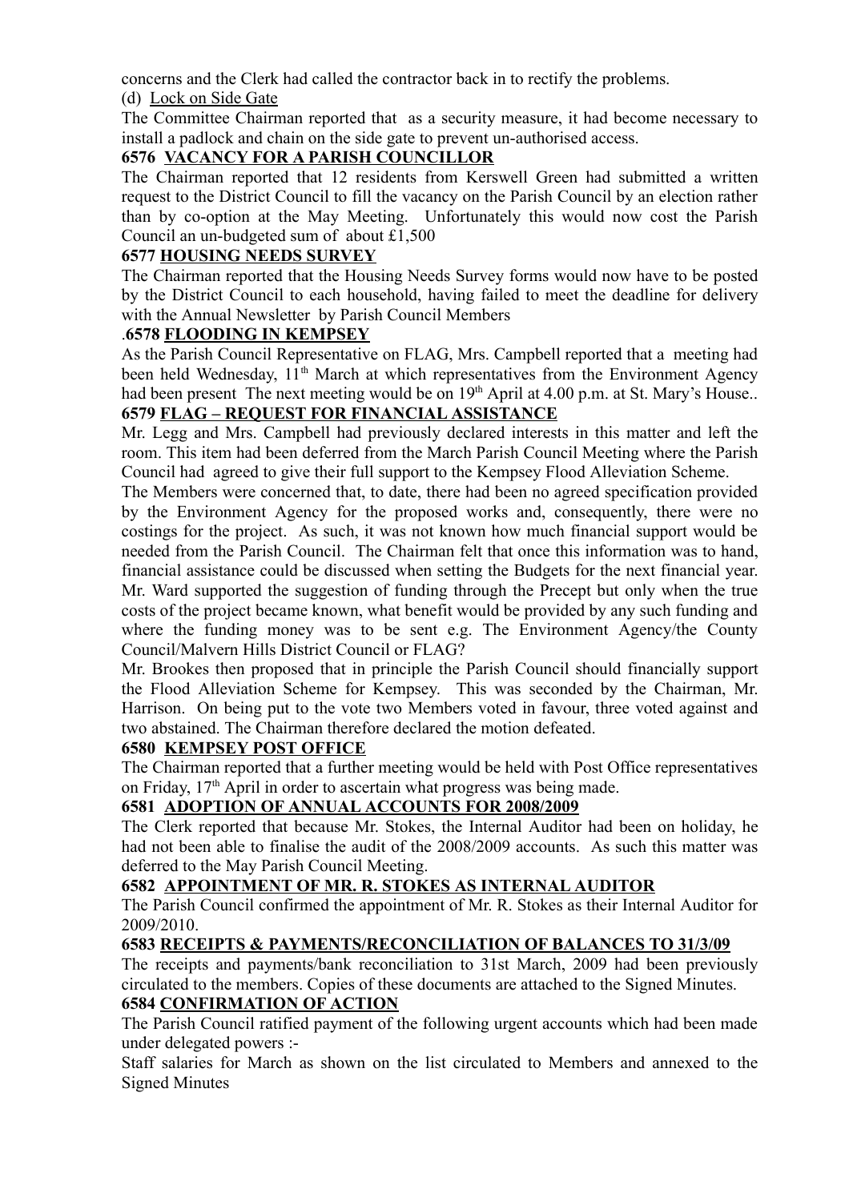concerns and the Clerk had called the contractor back in to rectify the problems.

(d) Lock on Side Gate

The Committee Chairman reported that as a security measure, it had become necessary to install a padlock and chain on the side gate to prevent un-authorised access.

**6576 VACANCY FOR A PARISH COUNCILLOR**

The Chairman reported that 12 residents from Kerswell Green had submitted a written request to the District Council to fill the vacancy on the Parish Council by an election rather than by co-option at the May Meeting. Unfortunately this would now cost the Parish Council an un-budgeted sum of about £1,500

**6577 HOUSING NEEDS SURVEY**

The Chairman reported that the Housing Needs Survey forms would now have to be posted by the District Council to each household, having failed to meet the deadline for delivery with the Annual Newsletter by Parish Council Members

.**6578 FLOODING IN KEMPSEY**

As the Parish Council Representative on FLAG, Mrs. Campbell reported that a meeting had been held Wednesday, 11th March at which representatives from the Environment Agency had been present The next meeting would be on 19th April at 4.00 p.m. at St. Mary's House..

**6579 FLAG – REQUEST FOR FINANCIAL ASSISTANCE**

Mr. Legg and Mrs. Campbell had previously declared interests in this matter and left the room. This item had been deferred from the March Parish Council Meeting where the Parish Council had agreed to give their full support to the Kempsey Flood Alleviation Scheme.

The Members were concerned that, to date, there had been no agreed specification provided by the Environment Agency for the proposed works and, consequently, there were no costings for the project. As such, it was not known how much financial support would be needed from the Parish Council. The Chairman felt that once this information was to hand, financial assistance could be discussed when setting the Budgets for the next financial year. Mr. Ward supported the suggestion of funding through the Precept but only when the true costs of the project became known, what benefit would be provided by any such funding and where the funding money was to be sent e.g. The Environment Agency/the County Council/Malvern Hills District Council or FLAG?

Mr. Brookes then proposed that in principle the Parish Council should financially support the Flood Alleviation Scheme for Kempsey. This was seconded by the Chairman, Mr. Harrison. On being put to the vote two Members voted in favour, three voted against and two abstained. The Chairman therefore declared the motion defeated.

**6580 KEMPSEY POST OFFICE**

The Chairman reported that a further meeting would be held with Post Office representatives on Friday, 17th April in order to ascertain what progress was being made.

**6581 ADOPTION OF ANNUAL ACCOUNTS FOR 2008/2009**

The Clerk reported that because Mr. Stokes, the Internal Auditor had been on holiday, he had not been able to finalise the audit of the 2008/2009 accounts. As such this matter was deferred to the May Parish Council Meeting.

**6582 APPOINTMENT OF MR. R. STOKES AS INTERNAL AUDITOR**

The Parish Council confirmed the appointment of Mr. R. Stokes as their Internal Auditor for 2009/2010.

**6583 RECEIPTS & PAYMENTS/RECONCILIATION OF BALANCES TO 31/3/09**

The receipts and payments/bank reconciliation to 31st March, 2009 had been previously circulated to the members. Copies of these documents are attached to the Signed Minutes.

**6584 CONFIRMATION OF ACTION**

The Parish Council ratified payment of the following urgent accounts which had been made under delegated powers :-

Staff salaries for March as shown on the list circulated to Members and annexed to the Signed Minutes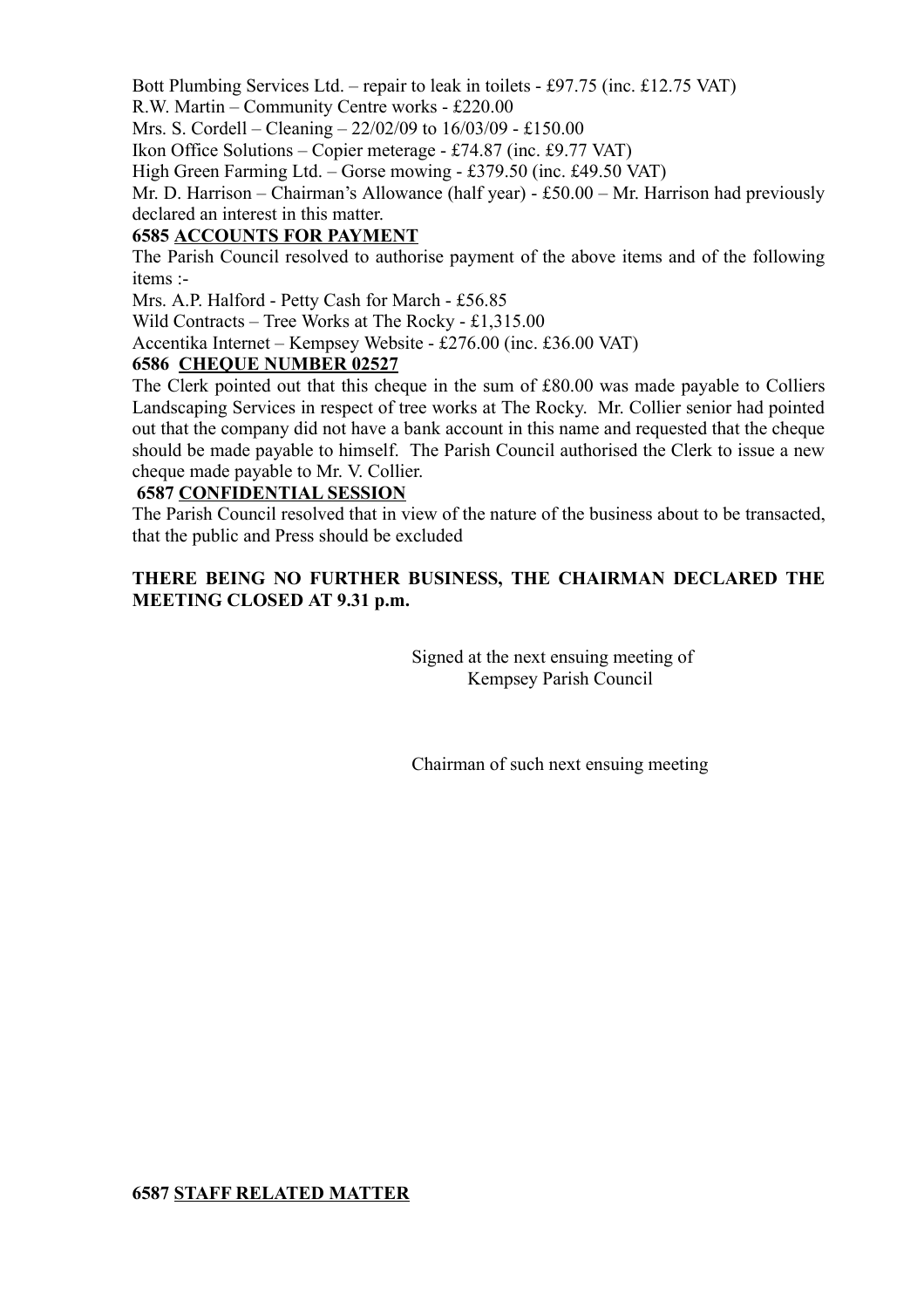Bott Plumbing Services Ltd. – repair to leak in toilets - £97.75 (inc. £12.75 VAT)
R.W. Martin – Community Centre works - £220.00
Mrs. S. Cordell – Cleaning – 22/02/09 to 16/03/09 - £150.00
Ikon Office Solutions – Copier meterage - £74.87 (inc. £9.77 VAT)
High Green Farming Ltd. – Gorse mowing - £379.50 (inc. £49.50 VAT)
Mr. D. Harrison – Chairman's Allowance (half year) - £50.00 – Mr. Harrison had previously declared an interest in this matter.

**6585 ACCOUNTS FOR PAYMENT**

The Parish Council resolved to authorise payment of the above items and of the following items :-

Mrs. A.P. Halford - Petty Cash for March - £56.85
Wild Contracts – Tree Works at The Rocky - £1,315.00
Accentika Internet – Kempsey Website - £276.00 (inc. £36.00 VAT)

**6586 CHEQUE NUMBER 02527**

The Clerk pointed out that this cheque in the sum of £80.00 was made payable to Colliers Landscaping Services in respect of tree works at The Rocky. Mr. Collier senior had pointed out that the company did not have a bank account in this name and requested that the cheque should be made payable to himself. The Parish Council authorised the Clerk to issue a new cheque made payable to Mr. V. Collier.

**6587 CONFIDENTIAL SESSION**

The Parish Council resolved that in view of the nature of the business about to be transacted, that the public and Press should be excluded

**THERE BEING NO FURTHER BUSINESS, THE CHAIRMAN DECLARED THE MEETING CLOSED AT 9.31 p.m.**

Signed at the next ensuing meeting of
Kempsey Parish Council

Chairman of such next ensuing meeting

**6587 STAFF RELATED MATTER**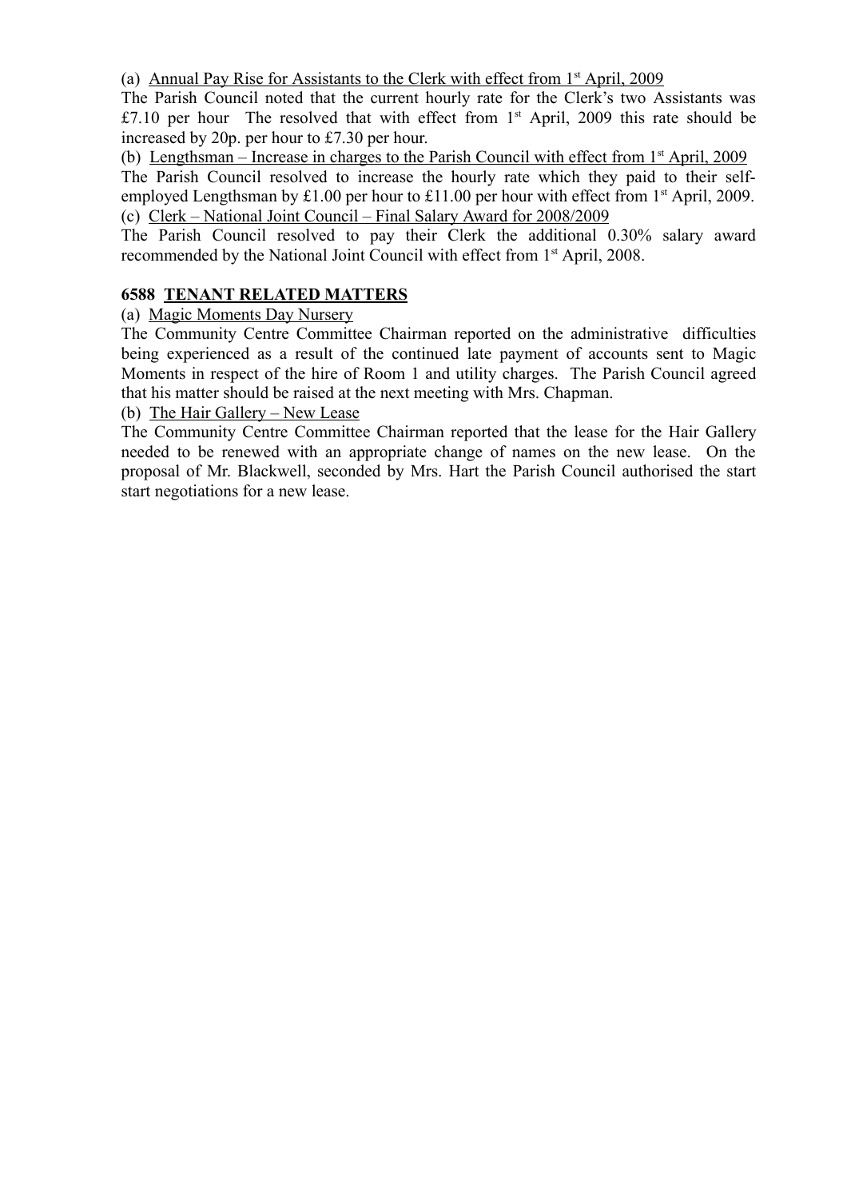(a) Annual Pay Rise for Assistants to the Clerk with effect from 1st April, 2009

The Parish Council noted that the current hourly rate for the Clerk's two Assistants was £7.10 per hour The resolved that with effect from 1st April, 2009 this rate should be increased by 20p. per hour to £7.30 per hour.

(b) Lengthsman – Increase in charges to the Parish Council with effect from 1st April, 2009

The Parish Council resolved to increase the hourly rate which they paid to their self-employed Lengthsman by £1.00 per hour to £11.00 per hour with effect from 1st April, 2009.

(c) Clerk – National Joint Council – Final Salary Award for 2008/2009

The Parish Council resolved to pay their Clerk the additional 0.30% salary award recommended by the National Joint Council with effect from 1st April, 2008.

**6588 TENANT RELATED MATTERS**

(a) Magic Moments Day Nursery

The Community Centre Committee Chairman reported on the administrative difficulties being experienced as a result of the continued late payment of accounts sent to Magic Moments in respect of the hire of Room 1 and utility charges. The Parish Council agreed that his matter should be raised at the next meeting with Mrs. Chapman.

(b) The Hair Gallery – New Lease

The Community Centre Committee Chairman reported that the lease for the Hair Gallery needed to be renewed with an appropriate change of names on the new lease. On the proposal of Mr. Blackwell, seconded by Mrs. Hart the Parish Council authorised the start start negotiations for a new lease.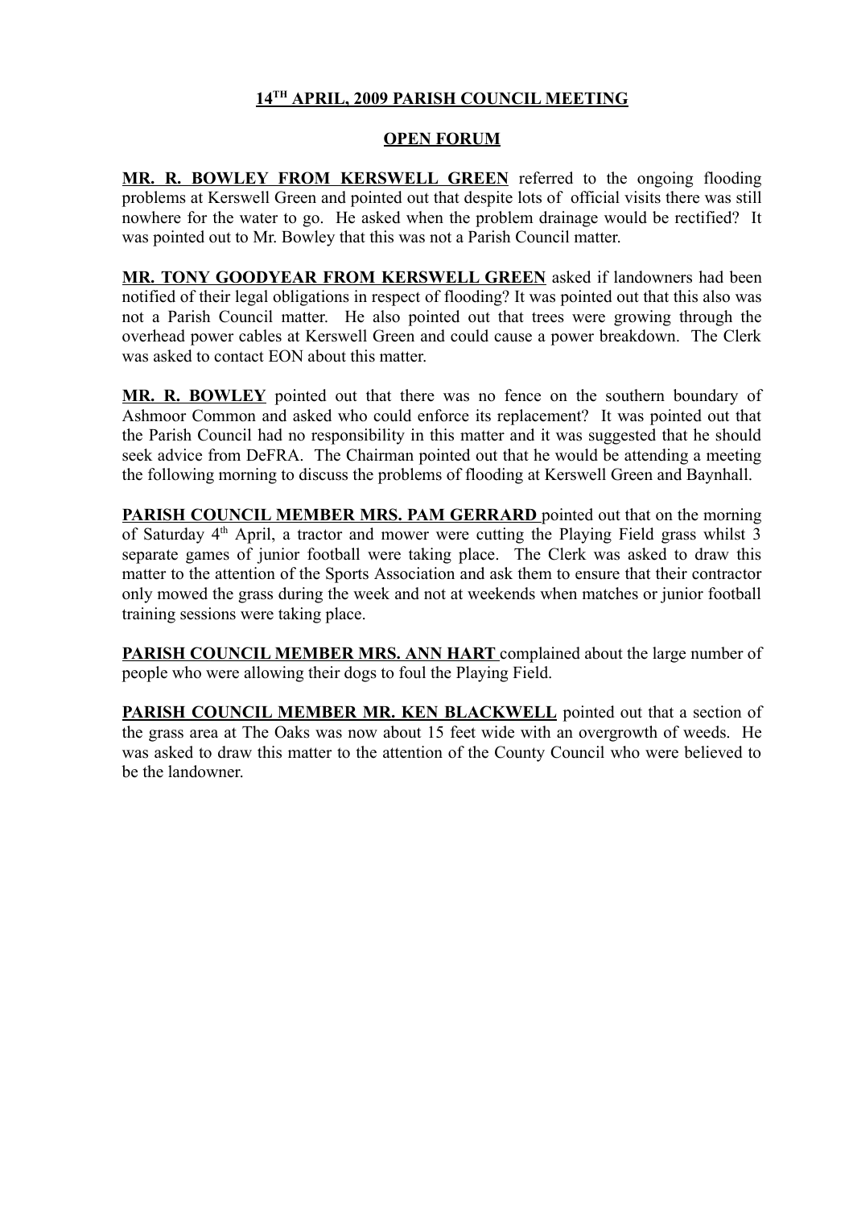# 14TH APRIL, 2009 PARISH COUNCIL MEETING

## OPEN FORUM

**MR. R. BOWLEY FROM KERSWELL GREEN** referred to the ongoing flooding problems at Kerswell Green and pointed out that despite lots of official visits there was still nowhere for the water to go. He asked when the problem drainage would be rectified? It was pointed out to Mr. Bowley that this was not a Parish Council matter.

**MR. TONY GOODYEAR FROM KERSWELL GREEN** asked if landowners had been notified of their legal obligations in respect of flooding? It was pointed out that this also was not a Parish Council matter. He also pointed out that trees were growing through the overhead power cables at Kerswell Green and could cause a power breakdown. The Clerk was asked to contact EON about this matter.

**MR. R. BOWLEY** pointed out that there was no fence on the southern boundary of Ashmoor Common and asked who could enforce its replacement? It was pointed out that the Parish Council had no responsibility in this matter and it was suggested that he should seek advice from DeFRA. The Chairman pointed out that he would be attending a meeting the following morning to discuss the problems of flooding at Kerswell Green and Baynhall.

**PARISH COUNCIL MEMBER MRS. PAM GERRARD** pointed out that on the morning of Saturday 4th April, a tractor and mower were cutting the Playing Field grass whilst 3 separate games of junior football were taking place. The Clerk was asked to draw this matter to the attention of the Sports Association and ask them to ensure that their contractor only mowed the grass during the week and not at weekends when matches or junior football training sessions were taking place.

**PARISH COUNCIL MEMBER MRS. ANN HART** complained about the large number of people who were allowing their dogs to foul the Playing Field.

**PARISH COUNCIL MEMBER MR. KEN BLACKWELL** pointed out that a section of the grass area at The Oaks was now about 15 feet wide with an overgrowth of weeds. He was asked to draw this matter to the attention of the County Council who were believed to be the landowner.